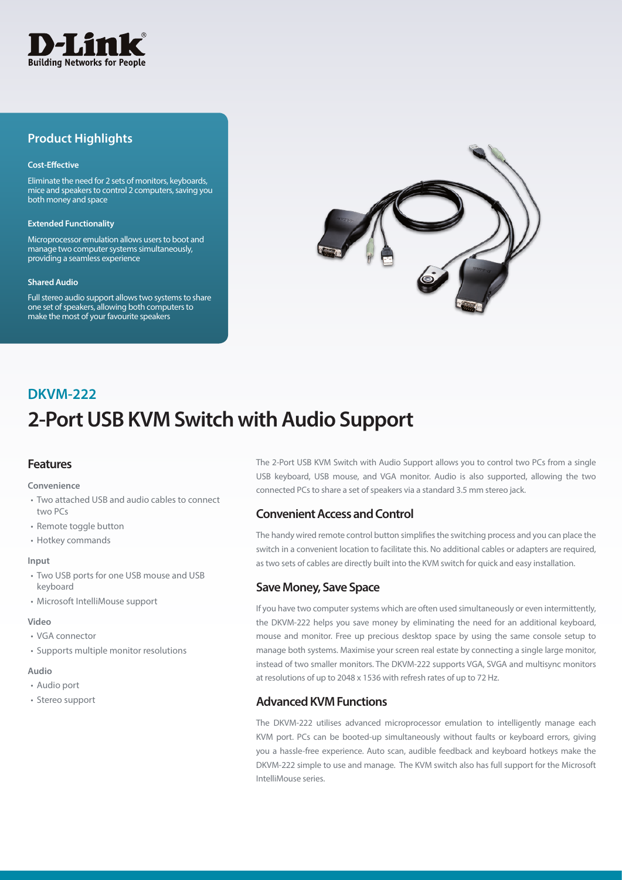D-Link
Building Networks for People

## Product Highlights

**Cost-Effective**

Eliminate the need for 2 sets of monitors, keyboards, mice and speakers to control 2 computers, saving you both money and space

**Extended Functionality**

Microprocessor emulation allows users to boot and manage two computer systems simultaneously, providing a seamless experience

**Shared Audio**

Full stereo audio support allows two systems to share one set of speakers, allowing both computers to make the most of your favourite speakers

## DKVM-222

# 2-Port USB KVM Switch with Audio Support

## Features

**Convenience**

- Two attached USB and audio cables to connect two PCs
- Remote toggle button
- Hotkey commands

**Input**

- Two USB ports for one USB mouse and USB keyboard
- Microsoft IntelliMouse support

**Video**

- VGA connector
- Supports multiple monitor resolutions

**Audio**

- Audio port
- Stereo support

The 2-Port USB KVM Switch with Audio Support allows you to control two PCs from a single USB keyboard, USB mouse, and VGA monitor. Audio is also supported, allowing the two connected PCs to share a set of speakers via a standard 3.5 mm stereo jack.

### Convenient Access and Control

The handy wired remote control button simplifies the switching process and you can place the switch in a convenient location to facilitate this. No additional cables or adapters are required, as two sets of cables are directly built into the KVM switch for quick and easy installation.

### Save Money, Save Space

If you have two computer systems which are often used simultaneously or even intermittently, the DKVM-222 helps you save money by eliminating the need for an additional keyboard, mouse and monitor. Free up precious desktop space by using the same console setup to manage both systems. Maximise your screen real estate by connecting a single large monitor, instead of two smaller monitors. The DKVM-222 supports VGA, SVGA and multisync monitors at resolutions of up to 2048 x 1536 with refresh rates of up to 72 Hz.

### Advanced KVM Functions

The DKVM-222 utilises advanced microprocessor emulation to intelligently manage each KVM port. PCs can be booted-up simultaneously without faults or keyboard errors, giving you a hassle-free experience. Auto scan, audible feedback and keyboard hotkeys make the DKVM-222 simple to use and manage. The KVM switch also has full support for the Microsoft IntelliMouse series.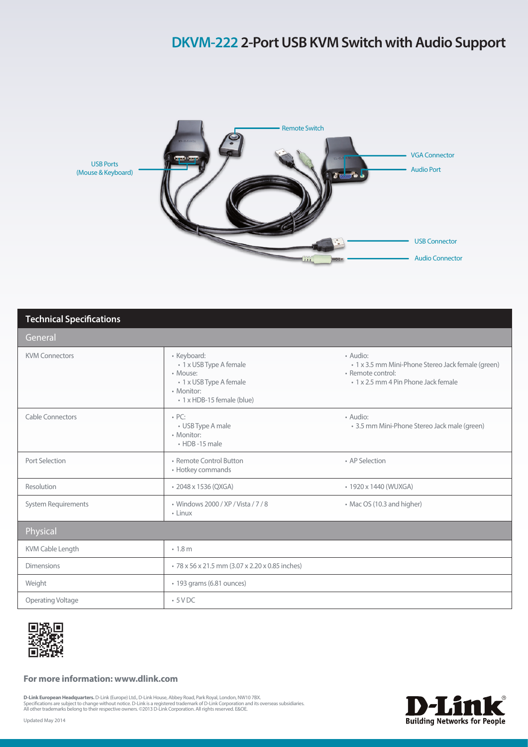# DKVM-222 2-Port USB KVM Switch with Audio Support

Remote Switch

USB Ports
(Mouse & Keyboard)

VGA Connector

Audio Port

USB Connector

Audio Connector

## Technical Specifications

| | | |
|---|---|---|
| **General** | | |
| KVM Connectors | • Keyboard:<br>• 1 x USB Type A female<br>• Mouse:<br>• 1 x USB Type A female<br>• Monitor:<br>• 1 x HDB-15 female (blue) | • Audio:<br>• 1 x 3.5 mm Mini-Phone Stereo Jack female (green)<br>• Remote control:<br>• 1 x 2.5 mm 4 Pin Phone Jack female |
| Cable Connectors | • PC:<br>• USB Type A male<br>• Monitor:<br>• HDB -15 male | • Audio:<br>• 3.5 mm Mini-Phone Stereo Jack male (green) |
| Port Selection | • Remote Control Button<br>• Hotkey commands | • AP Selection |
| Resolution | • 2048 x 1536 (QXGA) | • 1920 x 1440 (WUXGA) |
| System Requirements | • Windows 2000 / XP / Vista / 7 / 8<br>• Linux | • Mac OS (10.3 and higher) |
| **Physical** | | |
| KVM Cable Length | • 1.8 m | |
| Dimensions | • 78 x 56 x 21.5 mm (3.07 x 2.20 x 0.85 inches) | |
| Weight | • 193 grams (6.81 ounces) | |
| Operating Voltage | • 5 V DC | |

**For more information: www.dlink.com**

**D-Link European Headquarters.** D-Link (Europe) Ltd., D-Link House, Abbey Road, Park Royal, London, NW10 7BX.
Specifications are subject to change without notice. D-Link is a registered trademark of D-Link Corporation and its overseas subsidiaries.
All other trademarks belong to their respective owners. ©2013 D-Link Corporation. All rights reserved. E&OE.

Updated May 2014

D-Link®
Building Networks for People